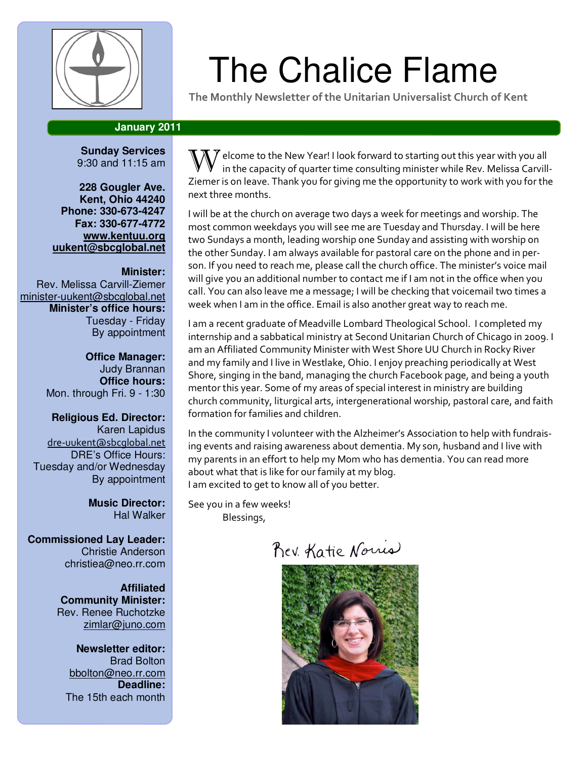# The Chalice Flame

**The Monthly Newsletter of the Unitarian Universalist Church of Kent**

**January 2011**

**Sunday Services**
9:30 and 11:15 am

**228 Gougler Ave.**
**Kent, Ohio 44240**
**Phone: 330-673-4247**
**Fax: 330-677-4772**
**www.kentuu.org**
**uukent@sbcglobal.net**

**Minister:**
Rev. Melissa Carvill-Ziemer
minister-uukent@sbcglobal.net
**Minister's office hours:**
Tuesday - Friday
By appointment

**Office Manager:**
Judy Brannan
**Office hours:**
Mon. through Fri. 9 - 1:30

**Religious Ed. Director:**
Karen Lapidus
dre-uukent@sbcglobal.net
DRE's Office Hours:
Tuesday and/or Wednesday
By appointment

**Music Director:**
Hal Walker

**Commissioned Lay Leader:**
Christie Anderson
christiea@neo.rr.com

**Affiliated Community Minister:**
Rev. Renee Ruchotzke
zimlar@juno.com

**Newsletter editor:**
Brad Bolton
bbolton@neo.rr.com
**Deadline:**
The 15th each month

Welcome to the New Year! I look forward to starting out this year with you all in the capacity of quarter time consulting minister while Rev. Melissa Carvill-Ziemer is on leave. Thank you for giving me the opportunity to work with you for the next three months.

I will be at the church on average two days a week for meetings and worship. The most common weekdays you will see me are Tuesday and Thursday. I will be here two Sundays a month, leading worship one Sunday and assisting with worship on the other Sunday. I am always available for pastoral care on the phone and in person. If you need to reach me, please call the church office. The minister's voice mail will give you an additional number to contact me if I am not in the office when you call. You can also leave me a message; I will be checking that voicemail two times a week when I am in the office. Email is also another great way to reach me.

I am a recent graduate of Meadville Lombard Theological School. I completed my internship and a sabbatical ministry at Second Unitarian Church of Chicago in 2009. I am an Affiliated Community Minister with West Shore UU Church in Rocky River and my family and I live in Westlake, Ohio. I enjoy preaching periodically at West Shore, singing in the band, managing the church Facebook page, and being a youth mentor this year. Some of my areas of special interest in ministry are building church community, liturgical arts, intergenerational worship, pastoral care, and faith formation for families and children.

In the community I volunteer with the Alzheimer's Association to help with fundraising events and raising awareness about dementia. My son, husband and I live with my parents in an effort to help my Mom who has dementia. You can read more about what that is like for our family at my blog.
I am excited to get to know all of you better.

See you in a few weeks!
Blessings,

Rev. Katie Norris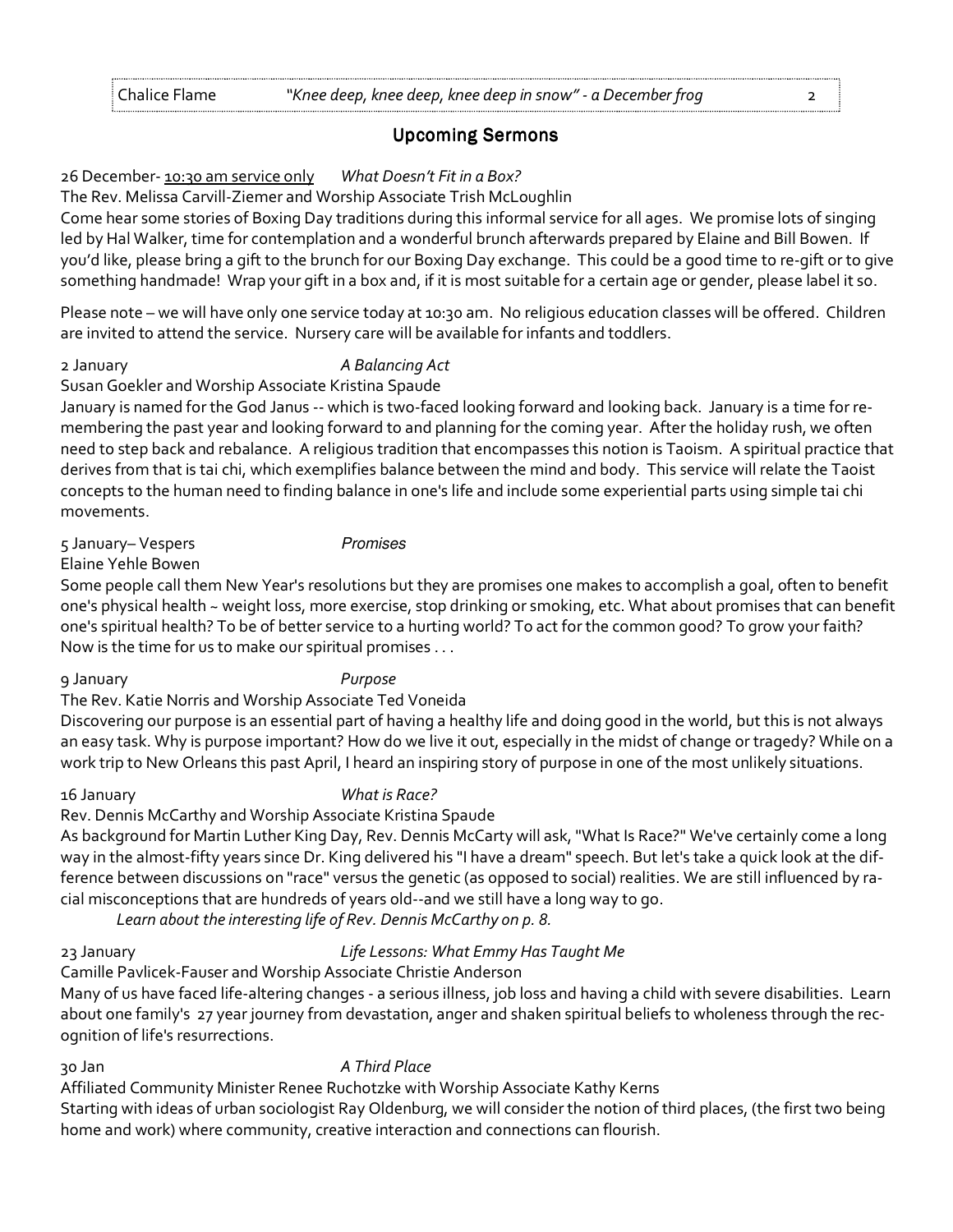## Upcoming Sermons

26 December- 10:30 am service only *What Doesn't Fit in a Box?*

The Rev. Melissa Carvill-Ziemer and Worship Associate Trish McLoughlin

Come hear some stories of Boxing Day traditions during this informal service for all ages. We promise lots of singing led by Hal Walker, time for contemplation and a wonderful brunch afterwards prepared by Elaine and Bill Bowen. If you'd like, please bring a gift to the brunch for our Boxing Day exchange. This could be a good time to re-gift or to give something handmade! Wrap your gift in a box and, if it is most suitable for a certain age or gender, please label it so.

Please note – we will have only one service today at 10:30 am. No religious education classes will be offered. Children are invited to attend the service. Nursery care will be available for infants and toddlers.

2 January *A Balancing Act*

Susan Goekler and Worship Associate Kristina Spaude

January is named for the God Janus -- which is two-faced looking forward and looking back. January is a time for remembering the past year and looking forward to and planning for the coming year. After the holiday rush, we often need to step back and rebalance. A religious tradition that encompasses this notion is Taoism. A spiritual practice that derives from that is tai chi, which exemplifies balance between the mind and body. This service will relate the Taoist concepts to the human need to finding balance in one's life and include some experiential parts using simple tai chi movements.

5 January– Vespers *Promises*

Elaine Yehle Bowen

Some people call them New Year's resolutions but they are promises one makes to accomplish a goal, often to benefit one's physical health ~ weight loss, more exercise, stop drinking or smoking, etc. What about promises that can benefit one's spiritual health? To be of better service to a hurting world? To act for the common good? To grow your faith? Now is the time for us to make our spiritual promises . . .

9 January *Purpose*

The Rev. Katie Norris and Worship Associate Ted Voneida

Discovering our purpose is an essential part of having a healthy life and doing good in the world, but this is not always an easy task. Why is purpose important? How do we live it out, especially in the midst of change or tragedy? While on a work trip to New Orleans this past April, I heard an inspiring story of purpose in one of the most unlikely situations.

16 January *What is Race?*

Rev. Dennis McCarthy and Worship Associate Kristina Spaude

As background for Martin Luther King Day, Rev. Dennis McCarty will ask, "What Is Race?" We've certainly come a long way in the almost-fifty years since Dr. King delivered his "I have a dream" speech. But let's take a quick look at the difference between discussions on "race" versus the genetic (as opposed to social) realities. We are still influenced by racial misconceptions that are hundreds of years old--and we still have a long way to go.

*Learn about the interesting life of Rev. Dennis McCarthy on p. 8.*

23 January *Life Lessons: What Emmy Has Taught Me*

Camille Pavlicek-Fauser and Worship Associate Christie Anderson

Many of us have faced life-altering changes - a serious illness, job loss and having a child with severe disabilities. Learn about one family's 27 year journey from devastation, anger and shaken spiritual beliefs to wholeness through the recognition of life's resurrections.

30 Jan *A Third Place*

Affiliated Community Minister Renee Ruchotzke with Worship Associate Kathy Kerns

Starting with ideas of urban sociologist Ray Oldenburg, we will consider the notion of third places, (the first two being home and work) where community, creative interaction and connections can flourish.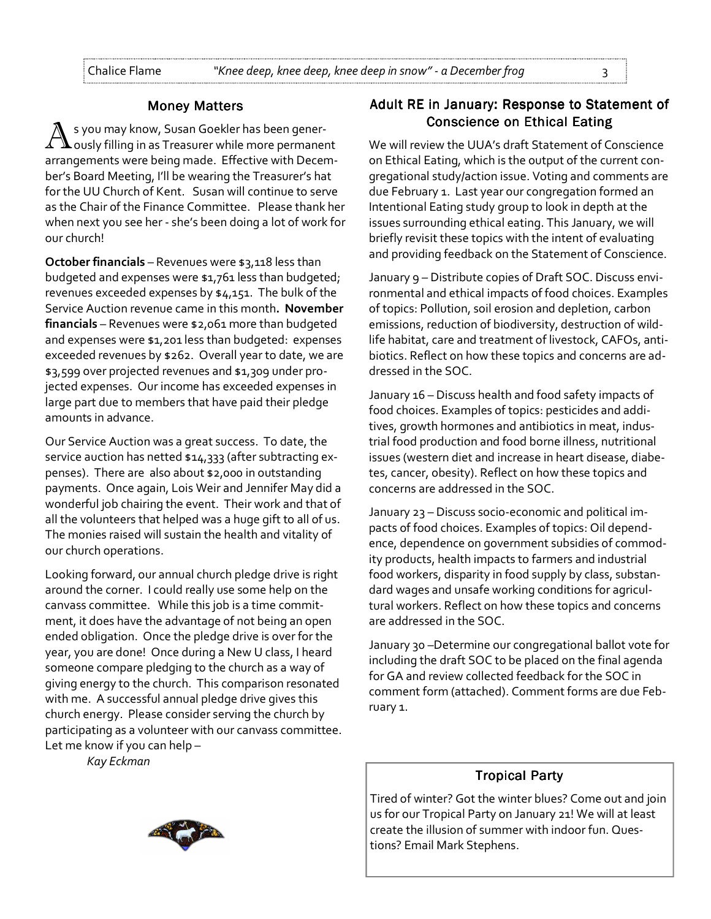## Money Matters

As you may know, Susan Goekler has been generously filling in as Treasurer while more permanent arrangements were being made. Effective with December's Board Meeting, I'll be wearing the Treasurer's hat for the UU Church of Kent. Susan will continue to serve as the Chair of the Finance Committee. Please thank her when next you see her - she's been doing a lot of work for our church!

**October financials** – Revenues were $3,118 less than budgeted and expenses were $1,761 less than budgeted; revenues exceeded expenses by $4,151. The bulk of the Service Auction revenue came in this month**. November financials** – Revenues were $2,061 more than budgeted and expenses were $1,201 less than budgeted: expenses exceeded revenues by $262. Overall year to date, we are $3,599 over projected revenues and $1,309 under projected expenses. Our income has exceeded expenses in large part due to members that have paid their pledge amounts in advance.

Our Service Auction was a great success. To date, the service auction has netted $14,333 (after subtracting expenses). There are also about $2,000 in outstanding payments. Once again, Lois Weir and Jennifer May did a wonderful job chairing the event. Their work and that of all the volunteers that helped was a huge gift to all of us. The monies raised will sustain the health and vitality of our church operations.

Looking forward, our annual church pledge drive is right around the corner. I could really use some help on the canvass committee. While this job is a time commitment, it does have the advantage of not being an open ended obligation. Once the pledge drive is over for the year, you are done! Once during a New U class, I heard someone compare pledging to the church as a way of giving energy to the church. This comparison resonated with me. A successful annual pledge drive gives this church energy. Please consider serving the church by participating as a volunteer with our canvass committee. Let me know if you can help –

*Kay Eckman*

## Adult RE in January: Response to Statement of Conscience on Ethical Eating

We will review the UUA's draft Statement of Conscience on Ethical Eating, which is the output of the current congregational study/action issue. Voting and comments are due February 1. Last year our congregation formed an Intentional Eating study group to look in depth at the issues surrounding ethical eating. This January, we will briefly revisit these topics with the intent of evaluating and providing feedback on the Statement of Conscience.

January 9 – Distribute copies of Draft SOC. Discuss environmental and ethical impacts of food choices. Examples of topics: Pollution, soil erosion and depletion, carbon emissions, reduction of biodiversity, destruction of wildlife habitat, care and treatment of livestock, CAFOs, antibiotics. Reflect on how these topics and concerns are addressed in the SOC.

January 16 – Discuss health and food safety impacts of food choices. Examples of topics: pesticides and additives, growth hormones and antibiotics in meat, industrial food production and food borne illness, nutritional issues (western diet and increase in heart disease, diabetes, cancer, obesity). Reflect on how these topics and concerns are addressed in the SOC.

January 23 – Discuss socio-economic and political impacts of food choices. Examples of topics: Oil dependence, dependence on government subsidies of commodity products, health impacts to farmers and industrial food workers, disparity in food supply by class, substandard wages and unsafe working conditions for agricultural workers. Reflect on how these topics and concerns are addressed in the SOC.

January 30 –Determine our congregational ballot vote for including the draft SOC to be placed on the final agenda for GA and review collected feedback for the SOC in comment form (attached). Comment forms are due February 1.

## Tropical Party

Tired of winter? Got the winter blues? Come out and join us for our Tropical Party on January 21! We will at least create the illusion of summer with indoor fun. Questions? Email Mark Stephens.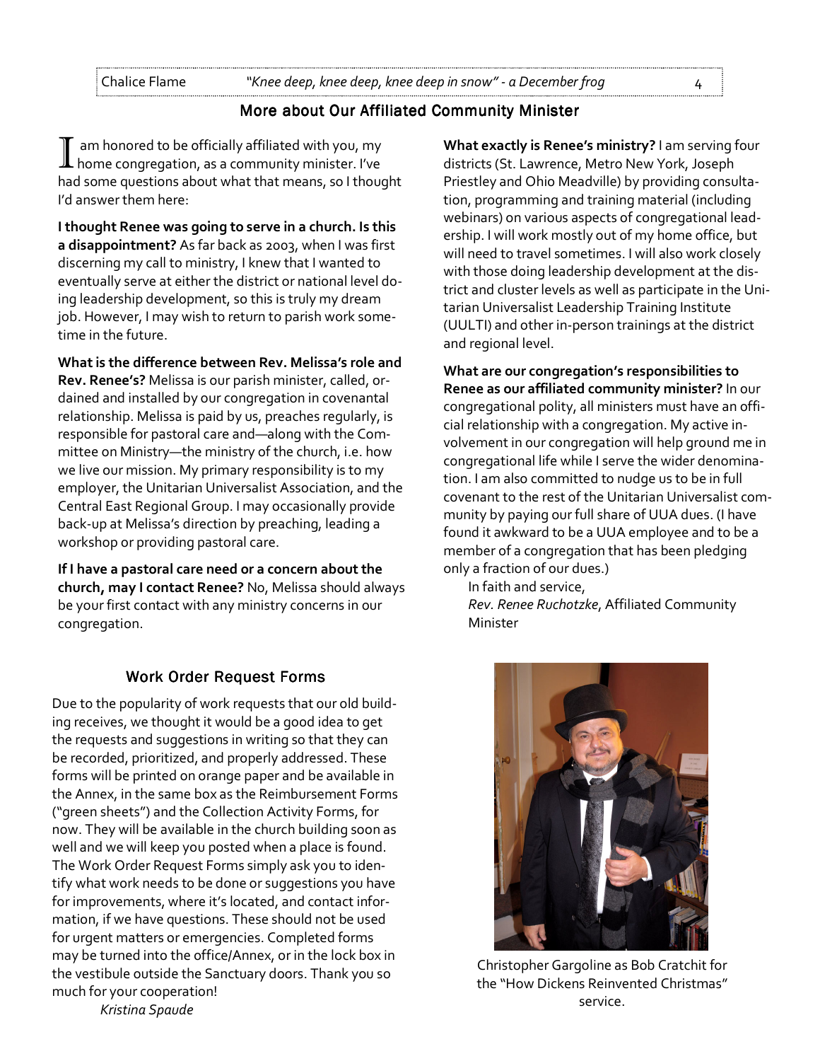## More about Our Affiliated Community Minister

I am honored to be officially affiliated with you, my home congregation, as a community minister. I've had some questions about what that means, so I thought I'd answer them here:

**I thought Renee was going to serve in a church. Is this a disappointment?** As far back as 2003, when I was first discerning my call to ministry, I knew that I wanted to eventually serve at either the district or national level doing leadership development, so this is truly my dream job. However, I may wish to return to parish work sometime in the future.

**What is the difference between Rev. Melissa's role and Rev. Renee's?** Melissa is our parish minister, called, ordained and installed by our congregation in covenantal relationship. Melissa is paid by us, preaches regularly, is responsible for pastoral care and—along with the Committee on Ministry—the ministry of the church, i.e. how we live our mission. My primary responsibility is to my employer, the Unitarian Universalist Association, and the Central East Regional Group. I may occasionally provide back-up at Melissa's direction by preaching, leading a workshop or providing pastoral care.

**If I have a pastoral care need or a concern about the church, may I contact Renee?** No, Melissa should always be your first contact with any ministry concerns in our congregation.

**What exactly is Renee's ministry?** I am serving four districts (St. Lawrence, Metro New York, Joseph Priestley and Ohio Meadville) by providing consultation, programming and training material (including webinars) on various aspects of congregational leadership. I will work mostly out of my home office, but will need to travel sometimes. I will also work closely with those doing leadership development at the district and cluster levels as well as participate in the Unitarian Universalist Leadership Training Institute (UULTI) and other in-person trainings at the district and regional level.

**What are our congregation's responsibilities to Renee as our affiliated community minister?** In our congregational polity, all ministers must have an official relationship with a congregation. My active involvement in our congregation will help ground me in congregational life while I serve the wider denomination. I am also committed to nudge us to be in full covenant to the rest of the Unitarian Universalist community by paying our full share of UUA dues. (I have found it awkward to be a UUA employee and to be a member of a congregation that has been pledging only a fraction of our dues.)

In faith and service,
*Rev. Renee Ruchotzke*, Affiliated Community Minister

## Work Order Request Forms

Due to the popularity of work requests that our old building receives, we thought it would be a good idea to get the requests and suggestions in writing so that they can be recorded, prioritized, and properly addressed. These forms will be printed on orange paper and be available in the Annex, in the same box as the Reimbursement Forms ("green sheets") and the Collection Activity Forms, for now. They will be available in the church building soon as well and we will keep you posted when a place is found. The Work Order Request Forms simply ask you to identify what work needs to be done or suggestions you have for improvements, where it's located, and contact information, if we have questions. These should not be used for urgent matters or emergencies. Completed forms may be turned into the office/Annex, or in the lock box in the vestibule outside the Sanctuary doors. Thank you so much for your cooperation!

*Kristina Spaude*

Christopher Gargoline as Bob Cratchit for the "How Dickens Reinvented Christmas" service.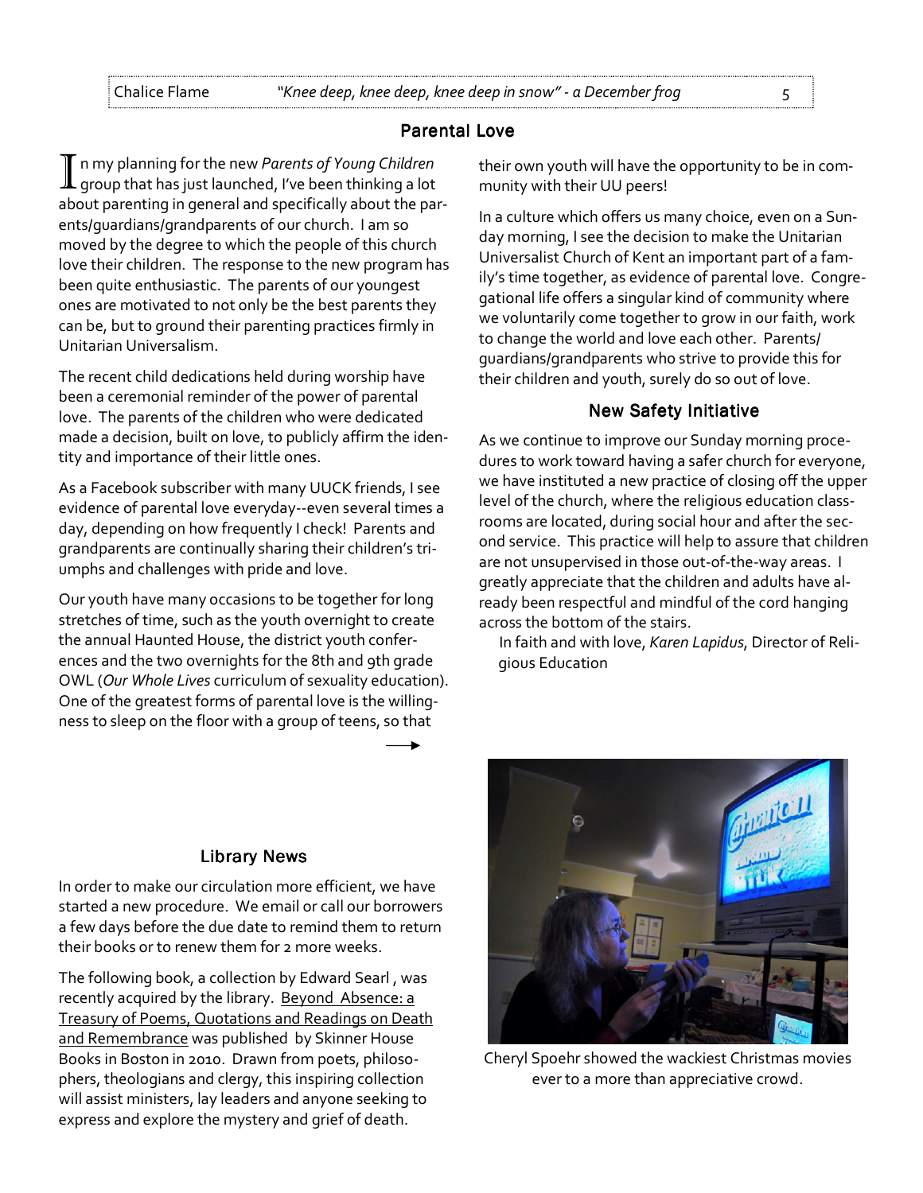## Parental Love

In my planning for the new *Parents of Young Children* group that has just launched, I've been thinking a lot about parenting in general and specifically about the parents/guardians/grandparents of our church. I am so moved by the degree to which the people of this church love their children. The response to the new program has been quite enthusiastic. The parents of our youngest ones are motivated to not only be the best parents they can be, but to ground their parenting practices firmly in Unitarian Universalism.

The recent child dedications held during worship have been a ceremonial reminder of the power of parental love. The parents of the children who were dedicated made a decision, built on love, to publicly affirm the identity and importance of their little ones.

As a Facebook subscriber with many UUCK friends, I see evidence of parental love everyday--even several times a day, depending on how frequently I check! Parents and grandparents are continually sharing their children's triumphs and challenges with pride and love.

Our youth have many occasions to be together for long stretches of time, such as the youth overnight to create the annual Haunted House, the district youth conferences and the two overnights for the 8th and 9th grade OWL (*Our Whole Lives* curriculum of sexuality education). One of the greatest forms of parental love is the willingness to sleep on the floor with a group of teens, so that their own youth will have the opportunity to be in community with their UU peers!

In a culture which offers us many choice, even on a Sunday morning, I see the decision to make the Unitarian Universalist Church of Kent an important part of a family's time together, as evidence of parental love. Congregational life offers a singular kind of community where we voluntarily come together to grow in our faith, work to change the world and love each other. Parents/guardians/grandparents who strive to provide this for their children and youth, surely do so out of love.

## New Safety Initiative

As we continue to improve our Sunday morning procedures to work toward having a safer church for everyone, we have instituted a new practice of closing off the upper level of the church, where the religious education classrooms are located, during social hour and after the second service. This practice will help to assure that children are not unsupervised in those out-of-the-way areas. I greatly appreciate that the children and adults have already been respectful and mindful of the cord hanging across the bottom of the stairs.

In faith and with love, *Karen Lapidus*, Director of Religious Education

## Library News

In order to make our circulation more efficient, we have started a new procedure. We email or call our borrowers a few days before the due date to remind them to return their books or to renew them for 2 more weeks.

The following book, a collection by Edward Searl , was recently acquired by the library. Beyond Absence: a Treasury of Poems, Quotations and Readings on Death and Remembrance was published by Skinner House Books in Boston in 2010. Drawn from poets, philosophers, theologians and clergy, this inspiring collection will assist ministers, lay leaders and anyone seeking to express and explore the mystery and grief of death.

Cheryl Spoehr showed the wackiest Christmas movies ever to a more than appreciative crowd.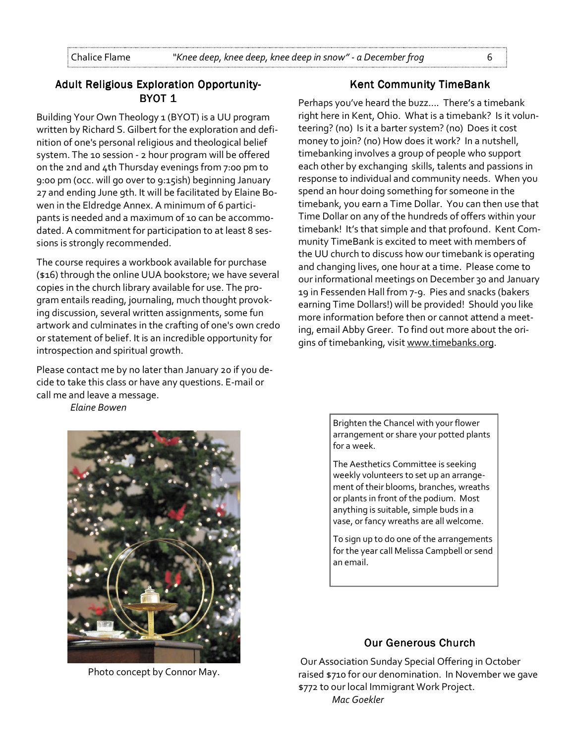## Adult Religious Exploration Opportunity- BYOT 1

Building Your Own Theology 1 (BYOT) is a UU program written by Richard S. Gilbert for the exploration and definition of one's personal religious and theological belief system. The 10 session - 2 hour program will be offered on the 2nd and 4th Thursday evenings from 7:00 pm to 9:00 pm (occ. will go over to 9:15ish) beginning January 27 and ending June 9th. It will be facilitated by Elaine Bowen in the Eldredge Annex. A minimum of 6 participants is needed and a maximum of 10 can be accommodated. A commitment for participation to at least 8 sessions is strongly recommended.

The course requires a workbook available for purchase ($16) through the online UUA bookstore; we have several copies in the church library available for use. The program entails reading, journaling, much thought provoking discussion, several written assignments, some fun artwork and culminates in the crafting of one's own credo or statement of belief. It is an incredible opportunity for introspection and spiritual growth.

Please contact me by no later than January 20 if you decide to take this class or have any questions. E-mail or call me and leave a message.

*Elaine Bowen*

Photo concept by Connor May.

## Kent Community TimeBank

Perhaps you've heard the buzz.... There's a timebank right here in Kent, Ohio. What is a timebank? Is it volunteering? (no) Is it a barter system? (no) Does it cost money to join? (no) How does it work? In a nutshell, timebanking involves a group of people who support each other by exchanging skills, talents and passions in response to individual and community needs. When you spend an hour doing something for someone in the timebank, you earn a Time Dollar. You can then use that Time Dollar on any of the hundreds of offers within your timebank! It's that simple and that profound. Kent Community TimeBank is excited to meet with members of the UU church to discuss how our timebank is operating and changing lives, one hour at a time. Please come to our informational meetings on December 30 and January 19 in Fessenden Hall from 7-9. Pies and snacks (bakers earning Time Dollars!) will be provided! Should you like more information before then or cannot attend a meeting, email Abby Greer. To find out more about the origins of timebanking, visit www.timebanks.org.

Brighten the Chancel with your flower arrangement or share your potted plants for a week.

The Aesthetics Committee is seeking weekly volunteers to set up an arrangement of their blooms, branches, wreaths or plants in front of the podium. Most anything is suitable, simple buds in a vase, or fancy wreaths are all welcome.

To sign up to do one of the arrangements for the year call Melissa Campbell or send an email.

## Our Generous Church

Our Association Sunday Special Offering in October raised $710 for our denomination. In November we gave $772 to our local Immigrant Work Project.

*Mac Goekler*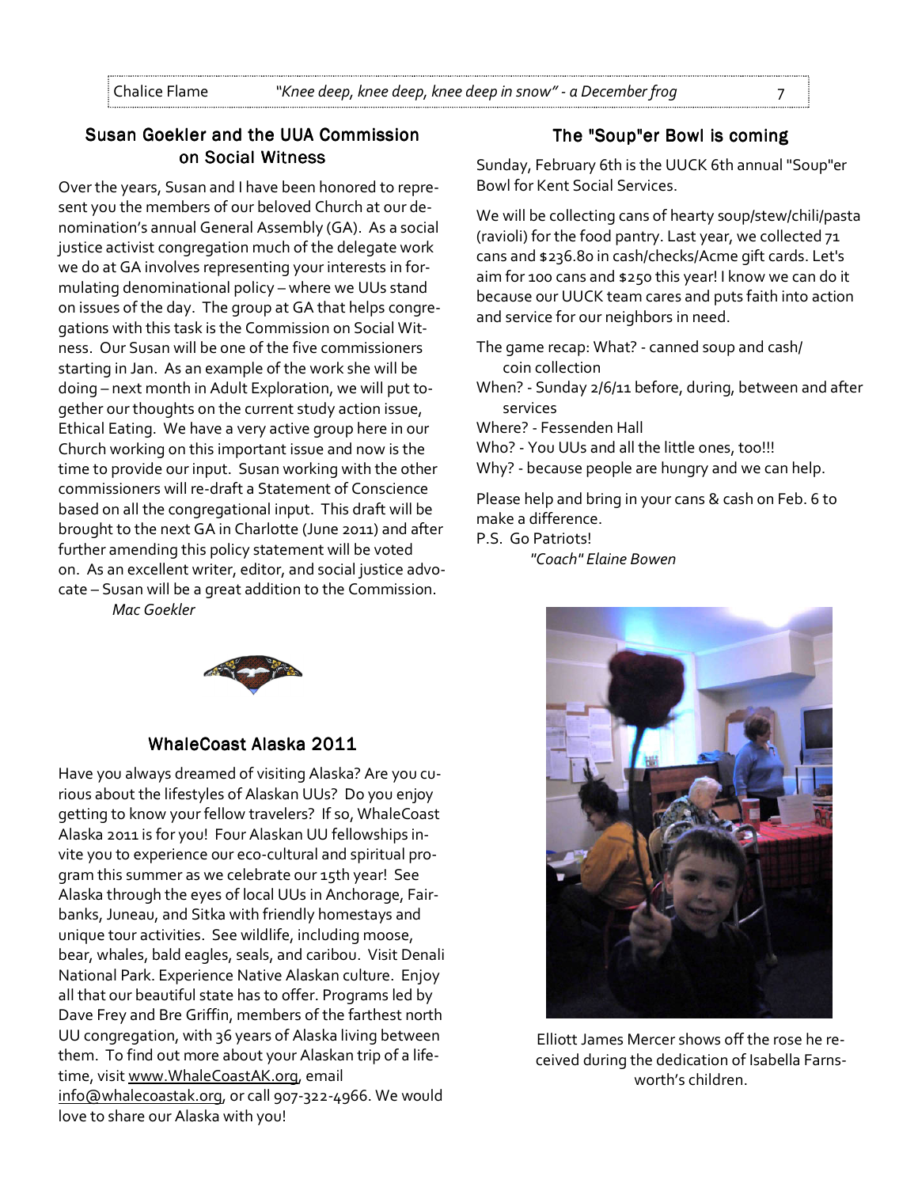## Susan Goekler and the UUA Commission on Social Witness

Over the years, Susan and I have been honored to represent you the members of our beloved Church at our denomination's annual General Assembly (GA). As a social justice activist congregation much of the delegate work we do at GA involves representing your interests in formulating denominational policy – where we UUs stand on issues of the day. The group at GA that helps congregations with this task is the Commission on Social Witness. Our Susan will be one of the five commissioners starting in Jan. As an example of the work she will be doing – next month in Adult Exploration, we will put together our thoughts on the current study action issue, Ethical Eating. We have a very active group here in our Church working on this important issue and now is the time to provide our input. Susan working with the other commissioners will re-draft a Statement of Conscience based on all the congregational input. This draft will be brought to the next GA in Charlotte (June 2011) and after further amending this policy statement will be voted on. As an excellent writer, editor, and social justice advocate – Susan will be a great addition to the Commission.

*Mac Goekler*

## WhaleCoast Alaska 2011

Have you always dreamed of visiting Alaska? Are you curious about the lifestyles of Alaskan UUs? Do you enjoy getting to know your fellow travelers? If so, WhaleCoast Alaska 2011 is for you! Four Alaskan UU fellowships invite you to experience our eco-cultural and spiritual program this summer as we celebrate our 15th year! See Alaska through the eyes of local UUs in Anchorage, Fairbanks, Juneau, and Sitka with friendly homestays and unique tour activities. See wildlife, including moose, bear, whales, bald eagles, seals, and caribou. Visit Denali National Park. Experience Native Alaskan culture. Enjoy all that our beautiful state has to offer. Programs led by Dave Frey and Bre Griffin, members of the farthest north UU congregation, with 36 years of Alaska living between them. To find out more about your Alaskan trip of a lifetime, visit www.WhaleCoastAK.org, email info@whalecoastak.org, or call 907-322-4966. We would love to share our Alaska with you!

## The "Soup"er Bowl is coming

Sunday, February 6th is the UUCK 6th annual "Soup"er Bowl for Kent Social Services.

We will be collecting cans of hearty soup/stew/chili/pasta (ravioli) for the food pantry. Last year, we collected 71 cans and $236.80 in cash/checks/Acme gift cards. Let's aim for 100 cans and $250 this year! I know we can do it because our UUCK team cares and puts faith into action and service for our neighbors in need.

The game recap: What? - canned soup and cash/coin collection
When? - Sunday 2/6/11 before, during, between and after services
Where? - Fessenden Hall
Who? - You UUs and all the little ones, too!!!
Why? - because people are hungry and we can help.

Please help and bring in your cans & cash on Feb. 6 to make a difference.
P.S. Go Patriots!

*"Coach" Elaine Bowen*

Elliott James Mercer shows off the rose he received during the dedication of Isabella Farnsworth's children.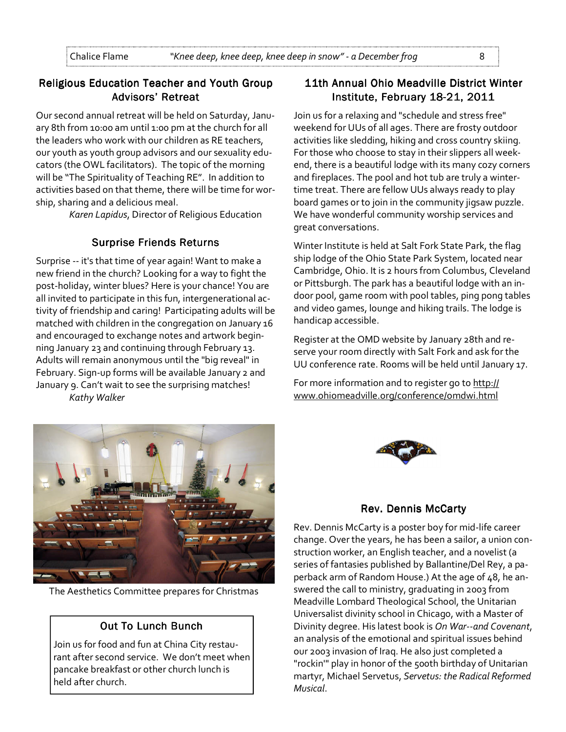## Religious Education Teacher and Youth Group Advisors' Retreat

Our second annual retreat will be held on Saturday, January 8th from 10:00 am until 1:00 pm at the church for all the leaders who work with our children as RE teachers, our youth as youth group advisors and our sexuality educators (the OWL facilitators). The topic of the morning will be "The Spirituality of Teaching RE". In addition to activities based on that theme, there will be time for worship, sharing and a delicious meal.

*Karen Lapidus*, Director of Religious Education

## Surprise Friends Returns

Surprise -- it's that time of year again! Want to make a new friend in the church? Looking for a way to fight the post-holiday, winter blues? Here is your chance! You are all invited to participate in this fun, intergenerational activity of friendship and caring! Participating adults will be matched with children in the congregation on January 16 and encouraged to exchange notes and artwork beginning January 23 and continuing through February 13. Adults will remain anonymous until the "big reveal" in February. Sign-up forms will be available January 2 and January 9. Can't wait to see the surprising matches!

*Kathy Walker*

The Aesthetics Committee prepares for Christmas

## Out To Lunch Bunch

Join us for food and fun at China City restaurant after second service. We don't meet when pancake breakfast or other church lunch is held after church.

## 11th Annual Ohio Meadville District Winter Institute, February 18-21, 2011

Join us for a relaxing and "schedule and stress free" weekend for UUs of all ages. There are frosty outdoor activities like sledding, hiking and cross country skiing. For those who choose to stay in their slippers all weekend, there is a beautiful lodge with its many cozy corners and fireplaces. The pool and hot tub are truly a wintertime treat. There are fellow UUs always ready to play board games or to join in the community jigsaw puzzle. We have wonderful community worship services and great conversations.

Winter Institute is held at Salt Fork State Park, the flag ship lodge of the Ohio State Park System, located near Cambridge, Ohio. It is 2 hours from Columbus, Cleveland or Pittsburgh. The park has a beautiful lodge with an indoor pool, game room with pool tables, ping pong tables and video games, lounge and hiking trails. The lodge is handicap accessible.

Register at the OMD website by January 28th and reserve your room directly with Salt Fork and ask for the UU conference rate. Rooms will be held until January 17.

For more information and to register go to http://www.ohiomeadville.org/conference/omdwi.html

## Rev. Dennis McCarty

Rev. Dennis McCarty is a poster boy for mid-life career change. Over the years, he has been a sailor, a union construction worker, an English teacher, and a novelist (a series of fantasies published by Ballantine/Del Rey, a paperback arm of Random House.) At the age of 48, he answered the call to ministry, graduating in 2003 from Meadville Lombard Theological School, the Unitarian Universalist divinity school in Chicago, with a Master of Divinity degree. His latest book is *On War--and Covenant*, an analysis of the emotional and spiritual issues behind our 2003 invasion of Iraq. He also just completed a "rockin'" play in honor of the 500th birthday of Unitarian martyr, Michael Servetus, *Servetus: the Radical Reformed Musical*.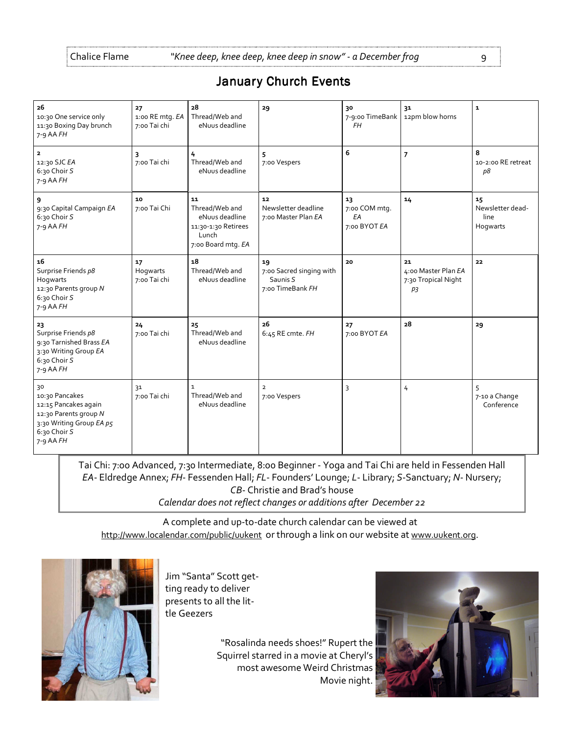## January Church Events

| | | | | | | |
|---|---|---|---|---|---|---|
| **26**<br>10:30 One service only<br>11:30 Boxing Day brunch<br>7-9 AA *FH* | **27**<br>1:00 RE mtg. *EA*<br>7:00 Tai chi | **28**<br>Thread/Web and eNuus deadline | **29** | **30**<br>7-9:00 TimeBank *FH* | **31**<br>12pm blow horns | **1** |
| **2**<br>12:30 SJC *EA*<br>6:30 Choir *S*<br>7-9 AA *FH* | **3**<br>7:00 Tai chi | **4**<br>Thread/Web and eNuus deadline | **5**<br>7:00 Vespers | **6** | **7** | **8**<br>10-2:00 RE retreat *p8* |
| **9**<br>9:30 Capital Campaign *EA*<br>6:30 Choir *S*<br>7-9 AA *FH* | **10**<br>7:00 Tai Chi | **11**<br>Thread/Web and eNuus deadline<br>11:30-1:30 Retirees Lunch<br>7:00 Board mtg. *EA* | **12**<br>Newsletter deadline<br>7:00 Master Plan *EA* | **13**<br>7:00 COM mtg. *EA*<br>7:00 BYOT *EA* | **14** | **15**<br>Newsletter deadline<br>Hogwarts |
| **16**<br>Surprise Friends *p8*<br>Hogwarts<br>12:30 Parents group *N*<br>6:30 Choir *S*<br>7-9 AA *FH* | **17**<br>Hogwarts<br>7:00 Tai chi | **18**<br>Thread/Web and eNuus deadline | **19**<br>7:00 Sacred singing with Saunis *S*<br>7:00 TimeBank *FH* | **20** | **21**<br>4:00 Master Plan *EA*<br>7:30 Tropical Night *p3* | **22** |
| **23**<br>Surprise Friends *p8*<br>9:30 Tarnished Brass *EA*<br>3:30 Writing Group *EA*<br>6:30 Choir *S*<br>7-9 AA *FH* | **24**<br>7:00 Tai chi | **25**<br>Thread/Web and eNuus deadline | **26**<br>6:45 RE cmte. *FH* | **27**<br>7:00 BYOT *EA* | **28** | **29** |
| **30**<br>10:30 Pancakes<br>12:15 Pancakes again<br>12:30 Parents group *N*<br>3:30 Writing Group *EA p5*<br>6:30 Choir *S*<br>7-9 AA *FH* | **31**<br>7:00 Tai chi | **1**<br>Thread/Web and eNuus deadline | **2**<br>7:00 Vespers | **3** | **4** | **5**<br>7-10 a Change Conference |

Tai Chi: 7:00 Advanced, 7:30 Intermediate, 8:00 Beginner - Yoga and Tai Chi are held in Fessenden Hall
*EA*- Eldredge Annex; *FH*- Fessenden Hall; *FL*- Founders' Lounge; *L*- Library; *S*-Sanctuary; *N*- Nursery; *CB*- Christie and Brad's house
*Calendar does not reflect changes or additions after December 22*

A complete and up-to-date church calendar can be viewed at http://www.localendar.com/public/uukent or through a link on our website at www.uukent.org.

Jim "Santa" Scott getting ready to deliver presents to all the little Geezers

"Rosalinda needs shoes!" Rupert the Squirrel starred in a movie at Cheryl's most awesome Weird Christmas Movie night.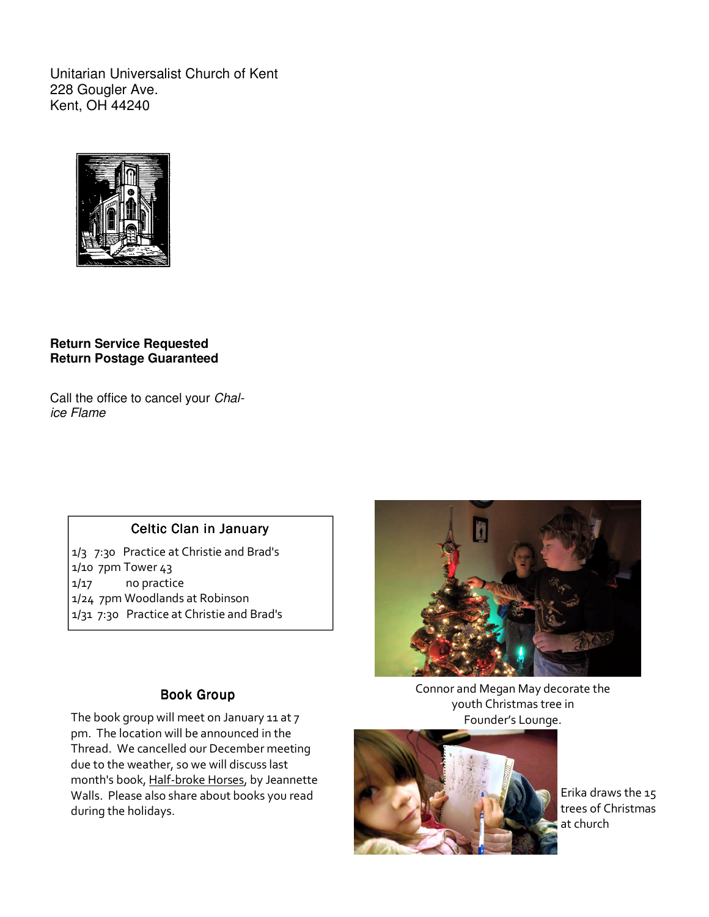Unitarian Universalist Church of Kent
228 Gougler Ave.
Kent, OH 44240

**Return Service Requested**
**Return Postage Guaranteed**

Call the office to cancel your *Chalice Flame*

### Celtic Clan in January

1/3 7:30 Practice at Christie and Brad's
1/10 7pm Tower 43
1/17 no practice
1/24 7pm Woodlands at Robinson
1/31 7:30 Practice at Christie and Brad's

### Book Group

The book group will meet on January 11 at 7 pm. The location will be announced in the Thread. We cancelled our December meeting due to the weather, so we will discuss last month's book, Half-broke Horses, by Jeannette Walls. Please also share about books you read during the holidays.

Connor and Megan May decorate the youth Christmas tree in Founder's Lounge.

Erika draws the 15 trees of Christmas at church